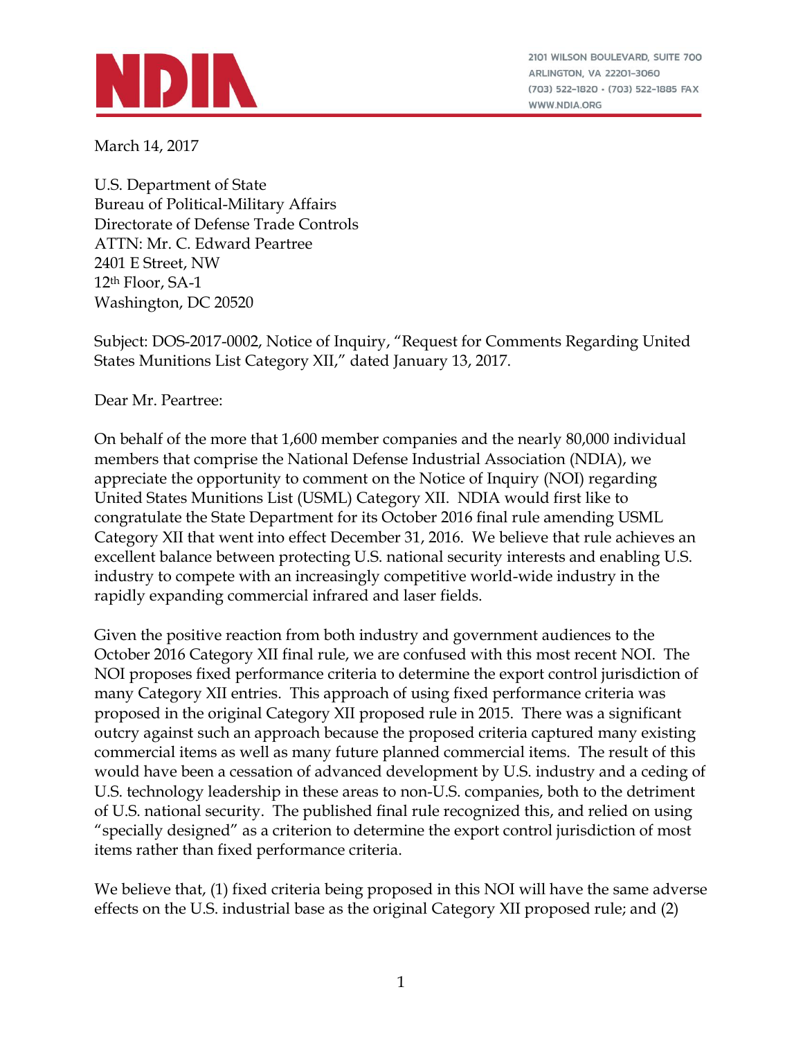NDIA

2101 WILSON BOULEVARD, SUITE 700
ARLINGTON, VA 22201-3060
(703) 522-1820 • (703) 522-1885 FAX
WWW.NDIA.ORG

March 14, 2017

U.S. Department of State
Bureau of Political-Military Affairs
Directorate of Defense Trade Controls
ATTN: Mr. C. Edward Peartree
2401 E Street, NW
12th Floor, SA-1
Washington, DC 20520

Subject: DOS-2017-0002, Notice of Inquiry, "Request for Comments Regarding United States Munitions List Category XII," dated January 13, 2017.

Dear Mr. Peartree:

On behalf of the more that 1,600 member companies and the nearly 80,000 individual members that comprise the National Defense Industrial Association (NDIA), we appreciate the opportunity to comment on the Notice of Inquiry (NOI) regarding United States Munitions List (USML) Category XII. NDIA would first like to congratulate the State Department for its October 2016 final rule amending USML Category XII that went into effect December 31, 2016. We believe that rule achieves an excellent balance between protecting U.S. national security interests and enabling U.S. industry to compete with an increasingly competitive world-wide industry in the rapidly expanding commercial infrared and laser fields.

Given the positive reaction from both industry and government audiences to the October 2016 Category XII final rule, we are confused with this most recent NOI. The NOI proposes fixed performance criteria to determine the export control jurisdiction of many Category XII entries. This approach of using fixed performance criteria was proposed in the original Category XII proposed rule in 2015. There was a significant outcry against such an approach because the proposed criteria captured many existing commercial items as well as many future planned commercial items. The result of this would have been a cessation of advanced development by U.S. industry and a ceding of U.S. technology leadership in these areas to non-U.S. companies, both to the detriment of U.S. national security. The published final rule recognized this, and relied on using "specially designed" as a criterion to determine the export control jurisdiction of most items rather than fixed performance criteria.

We believe that, (1) fixed criteria being proposed in this NOI will have the same adverse effects on the U.S. industrial base as the original Category XII proposed rule; and (2)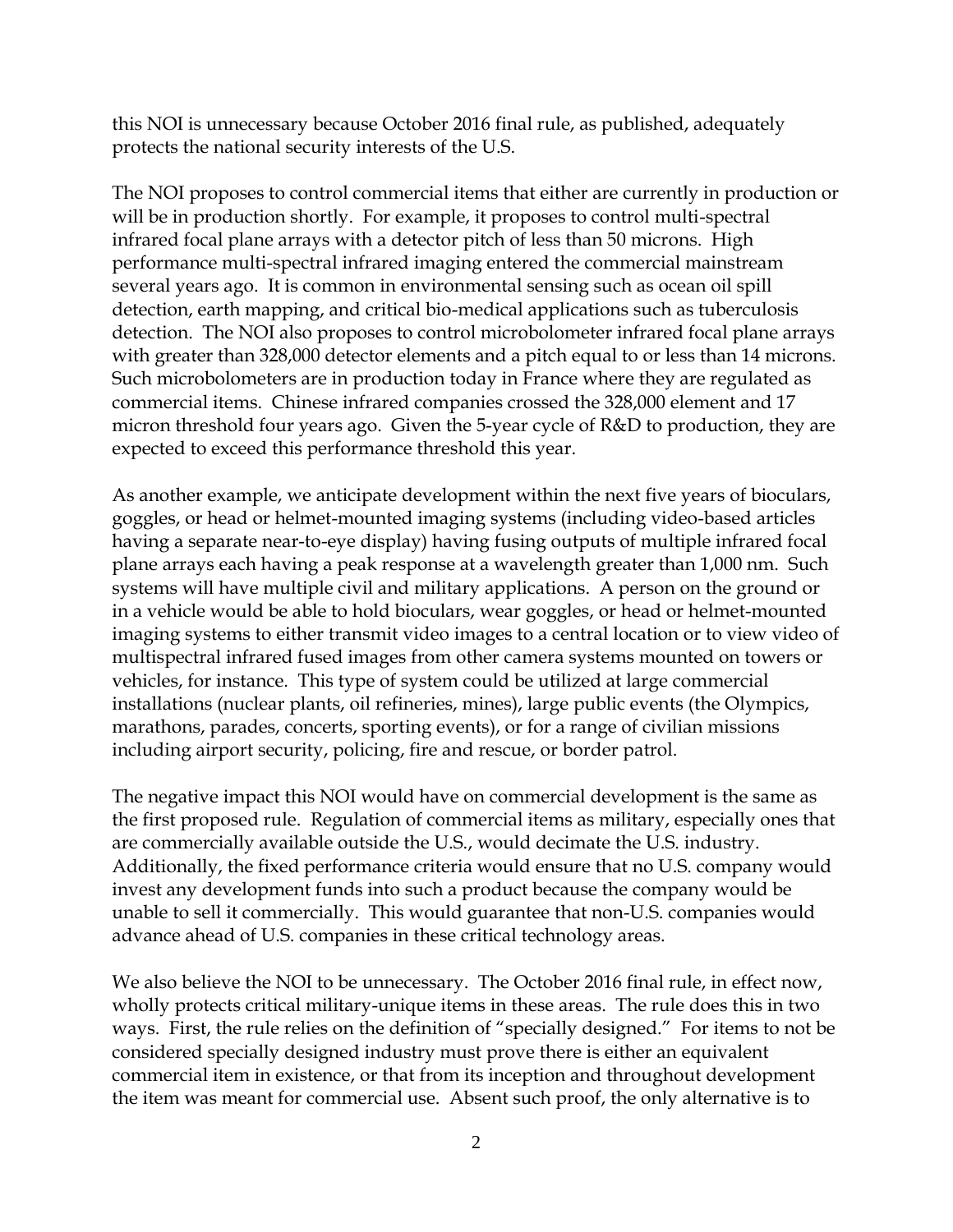this NOI is unnecessary because October 2016 final rule, as published, adequately protects the national security interests of the U.S.

The NOI proposes to control commercial items that either are currently in production or will be in production shortly. For example, it proposes to control multi-spectral infrared focal plane arrays with a detector pitch of less than 50 microns. High performance multi-spectral infrared imaging entered the commercial mainstream several years ago. It is common in environmental sensing such as ocean oil spill detection, earth mapping, and critical bio-medical applications such as tuberculosis detection. The NOI also proposes to control microbolometer infrared focal plane arrays with greater than 328,000 detector elements and a pitch equal to or less than 14 microns. Such microbolometers are in production today in France where they are regulated as commercial items. Chinese infrared companies crossed the 328,000 element and 17 micron threshold four years ago. Given the 5-year cycle of R&D to production, they are expected to exceed this performance threshold this year.

As another example, we anticipate development within the next five years of bioculars, goggles, or head or helmet-mounted imaging systems (including video-based articles having a separate near-to-eye display) having fusing outputs of multiple infrared focal plane arrays each having a peak response at a wavelength greater than 1,000 nm. Such systems will have multiple civil and military applications. A person on the ground or in a vehicle would be able to hold bioculars, wear goggles, or head or helmet-mounted imaging systems to either transmit video images to a central location or to view video of multispectral infrared fused images from other camera systems mounted on towers or vehicles, for instance. This type of system could be utilized at large commercial installations (nuclear plants, oil refineries, mines), large public events (the Olympics, marathons, parades, concerts, sporting events), or for a range of civilian missions including airport security, policing, fire and rescue, or border patrol.

The negative impact this NOI would have on commercial development is the same as the first proposed rule. Regulation of commercial items as military, especially ones that are commercially available outside the U.S., would decimate the U.S. industry. Additionally, the fixed performance criteria would ensure that no U.S. company would invest any development funds into such a product because the company would be unable to sell it commercially. This would guarantee that non-U.S. companies would advance ahead of U.S. companies in these critical technology areas.

We also believe the NOI to be unnecessary. The October 2016 final rule, in effect now, wholly protects critical military-unique items in these areas. The rule does this in two ways. First, the rule relies on the definition of "specially designed." For items to not be considered specially designed industry must prove there is either an equivalent commercial item in existence, or that from its inception and throughout development the item was meant for commercial use. Absent such proof, the only alternative is to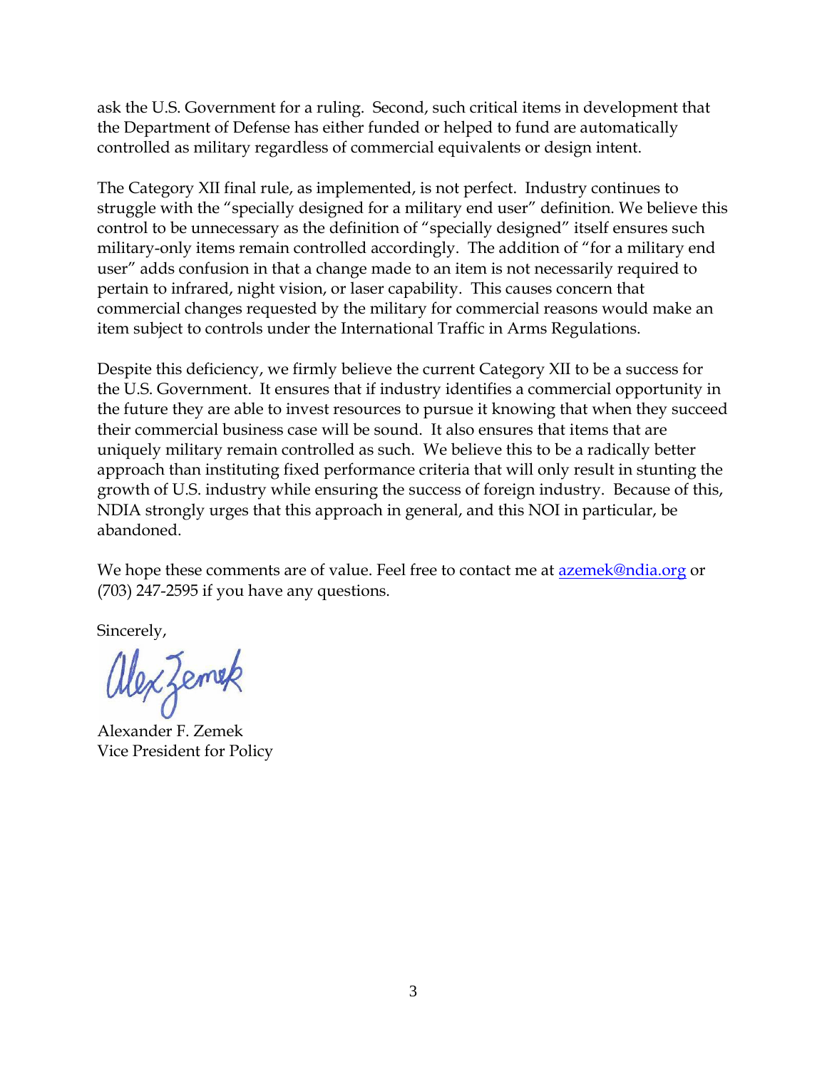ask the U.S. Government for a ruling. Second, such critical items in development that the Department of Defense has either funded or helped to fund are automatically controlled as military regardless of commercial equivalents or design intent.

The Category XII final rule, as implemented, is not perfect. Industry continues to struggle with the "specially designed for a military end user" definition. We believe this control to be unnecessary as the definition of "specially designed" itself ensures such military-only items remain controlled accordingly. The addition of "for a military end user" adds confusion in that a change made to an item is not necessarily required to pertain to infrared, night vision, or laser capability. This causes concern that commercial changes requested by the military for commercial reasons would make an item subject to controls under the International Traffic in Arms Regulations.

Despite this deficiency, we firmly believe the current Category XII to be a success for the U.S. Government. It ensures that if industry identifies a commercial opportunity in the future they are able to invest resources to pursue it knowing that when they succeed their commercial business case will be sound. It also ensures that items that are uniquely military remain controlled as such. We believe this to be a radically better approach than instituting fixed performance criteria that will only result in stunting the growth of U.S. industry while ensuring the success of foreign industry. Because of this, NDIA strongly urges that this approach in general, and this NOI in particular, be abandoned.

We hope these comments are of value. Feel free to contact me at azemek@ndia.org or (703) 247-2595 if you have any questions.

Sincerely,

Alex Zemek

Alexander F. Zemek
Vice President for Policy